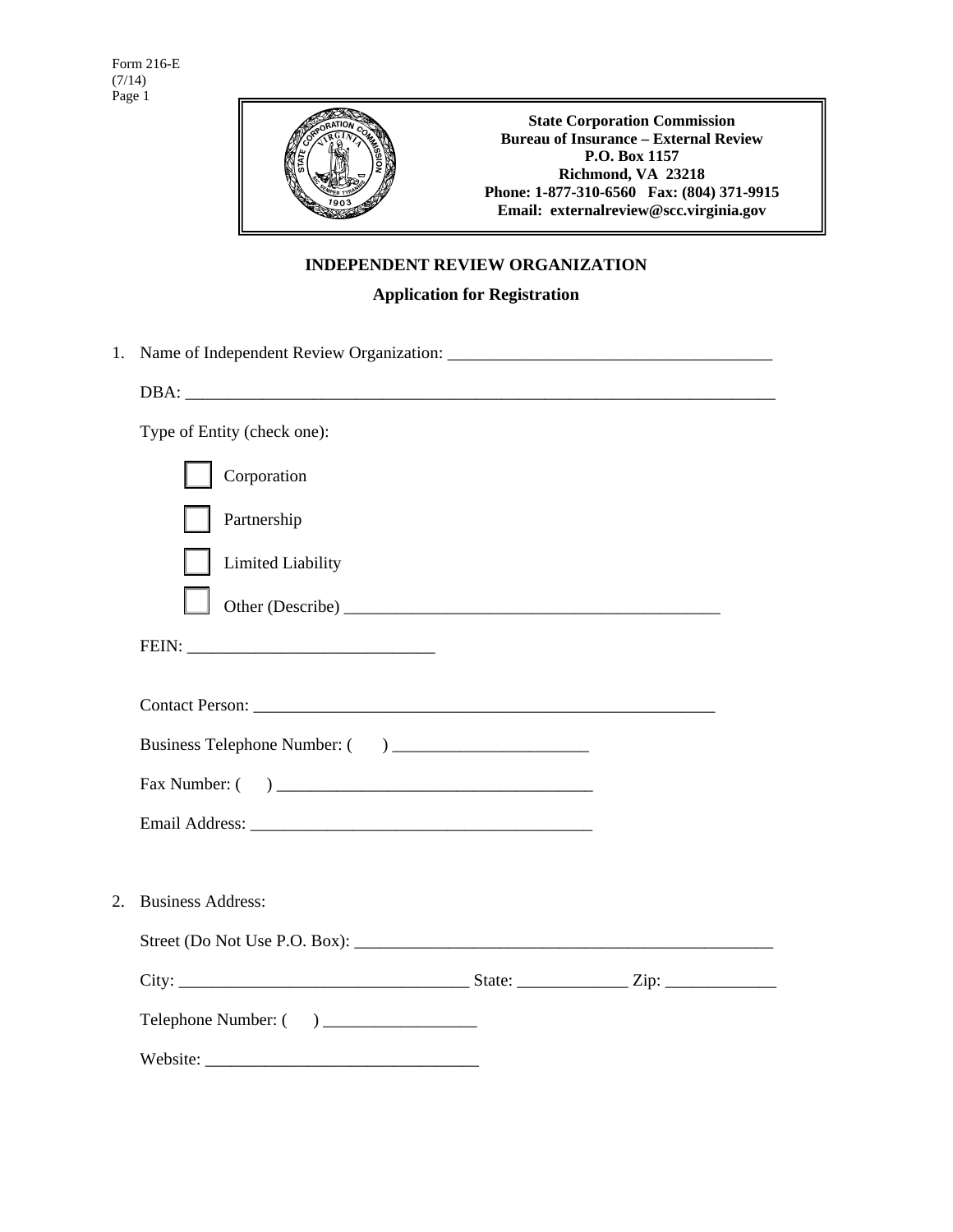Form 216-E
(7/14)

**State Corporation Commission**
**Bureau of Insurance – External Review**
**P.O. Box 1157**
**Richmond, VA 23218**
**Phone: 1-877-310-6560 Fax: (804) 371-9915**
**Email: externalreview@scc.virginia.gov**

## INDEPENDENT REVIEW ORGANIZATION

### Application for Registration

1. Name of Independent Review Organization: ______________________________________

   DBA: ______________________________________________________________________

   Type of Entity (check one):

   - ☐ Corporation
   - ☐ Partnership
   - ☐ Limited Liability
   - ☐ Other (Describe) ____________________________________________

   FEIN: ____________________________

   Contact Person: ____________________________________________________

   Business Telephone Number: ( ) ______________________

   Fax Number: ( ) ____________________________________

   Email Address: ________________________________________

2. Business Address:

   Street (Do Not Use P.O. Box): ________________________________________________

   City: _________________________________ State: ____________ Zip: ____________

   Telephone Number: ( ) _________________

   Website: _______________________________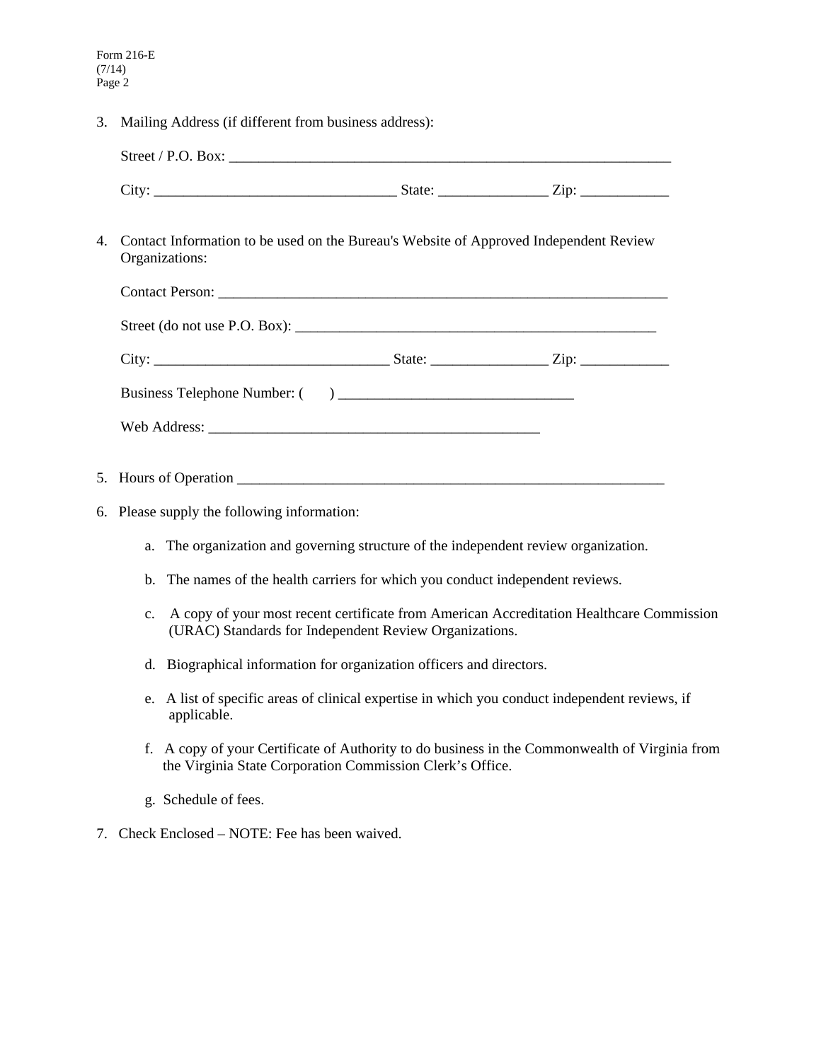3. Mailing Address (if different from business address):

   Street / P.O. Box: ____________________________________________________________

   City: _________________________________ State: _______________ Zip: ____________

4. Contact Information to be used on the Bureau's Website of Approved Independent Review Organizations:

   Contact Person: ______________________________________________________________

   Street (do not use P.O. Box): ___________________________________________________

   City: ________________________________ State: ________________ Zip: ____________

   Business Telephone Number: (       ) ________________________________

   Web Address: _____________________________________________

5. Hours of Operation ___________________________________________________________

6. Please supply the following information:

   a. The organization and governing structure of the independent review organization.

   b. The names of the health carriers for which you conduct independent reviews.

   c. A copy of your most recent certificate from American Accreditation Healthcare Commission (URAC) Standards for Independent Review Organizations.

   d. Biographical information for organization officers and directors.

   e. A list of specific areas of clinical expertise in which you conduct independent reviews, if applicable.

   f. A copy of your Certificate of Authority to do business in the Commonwealth of Virginia from the Virginia State Corporation Commission Clerk's Office.

   g. Schedule of fees.

7. Check Enclosed – NOTE: Fee has been waived.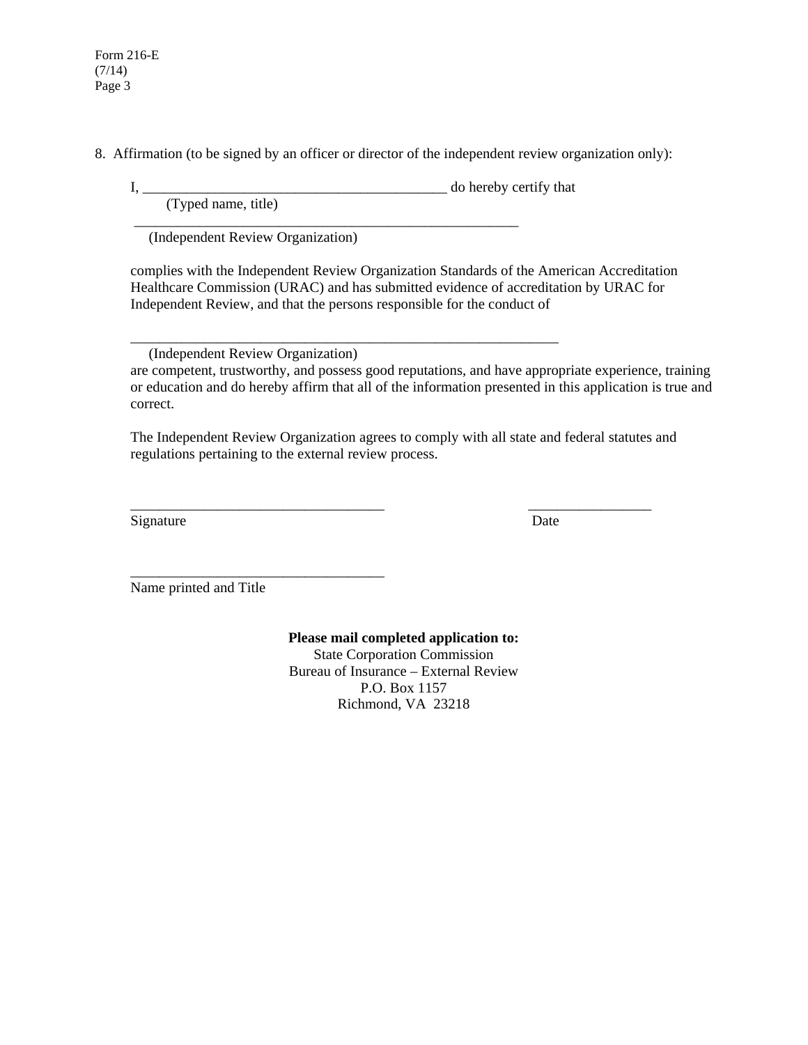8. Affirmation (to be signed by an officer or director of the independent review organization only):

I, __________________________________________ do hereby certify that
(Typed name, title)

_______________________________________________________
(Independent Review Organization)

complies with the Independent Review Organization Standards of the American Accreditation Healthcare Commission (URAC) and has submitted evidence of accreditation by URAC for Independent Review, and that the persons responsible for the conduct of

_____________________________________________________________
(Independent Review Organization)

are competent, trustworthy, and possess good reputations, and have appropriate experience, training or education and do hereby affirm that all of the information presented in this application is true and correct.

The Independent Review Organization agrees to comply with all state and federal statutes and regulations pertaining to the external review process.

____________________________________ _________________
Signature Date

____________________________________
Name printed and Title

**Please mail completed application to:**
State Corporation Commission
Bureau of Insurance – External Review
P.O. Box 1157
Richmond, VA 23218